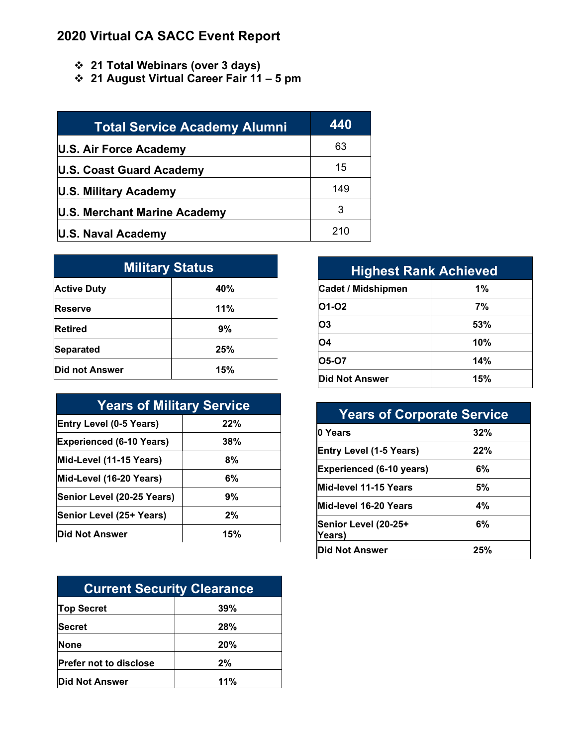# 2020 Virtual CA SACC Event Report

- **21 Total Webinars (over 3 days)**
- **21 August Virtual Career Fair 11 – 5 pm**

| Total Service Academy Alumni | 440 |
|---|---|
| U.S. Air Force Academy | 63 |
| U.S. Coast Guard Academy | 15 |
| U.S. Military Academy | 149 |
| U.S. Merchant Marine Academy | 3 |
| U.S. Naval Academy | 210 |

| Military Status | |
|---|---|
| Active Duty | 40% |
| Reserve | 11% |
| Retired | 9% |
| Separated | 25% |
| Did not Answer | 15% |

| Highest Rank Achieved | |
|---|---|
| Cadet / Midshipmen | 1% |
| O1-O2 | 7% |
| O3 | 53% |
| O4 | 10% |
| O5-O7 | 14% |
| Did Not Answer | 15% |

| Years of Military Service | |
|---|---|
| Entry Level (0-5 Years) | 22% |
| Experienced (6-10 Years) | 38% |
| Mid-Level (11-15 Years) | 8% |
| Mid-Level (16-20 Years) | 6% |
| Senior Level (20-25 Years) | 9% |
| Senior Level (25+ Years) | 2% |
| Did Not Answer | 15% |

| Years of Corporate Service | |
|---|---|
| 0 Years | 32% |
| Entry Level (1-5 Years) | 22% |
| Experienced (6-10 years) | 6% |
| Mid-level 11-15 Years | 5% |
| Mid-level 16-20 Years | 4% |
| Senior Level (20-25+ Years) | 6% |
| Did Not Answer | 25% |

| Current Security Clearance | |
|---|---|
| Top Secret | 39% |
| Secret | 28% |
| None | 20% |
| Prefer not to disclose | 2% |
| Did Not Answer | 11% |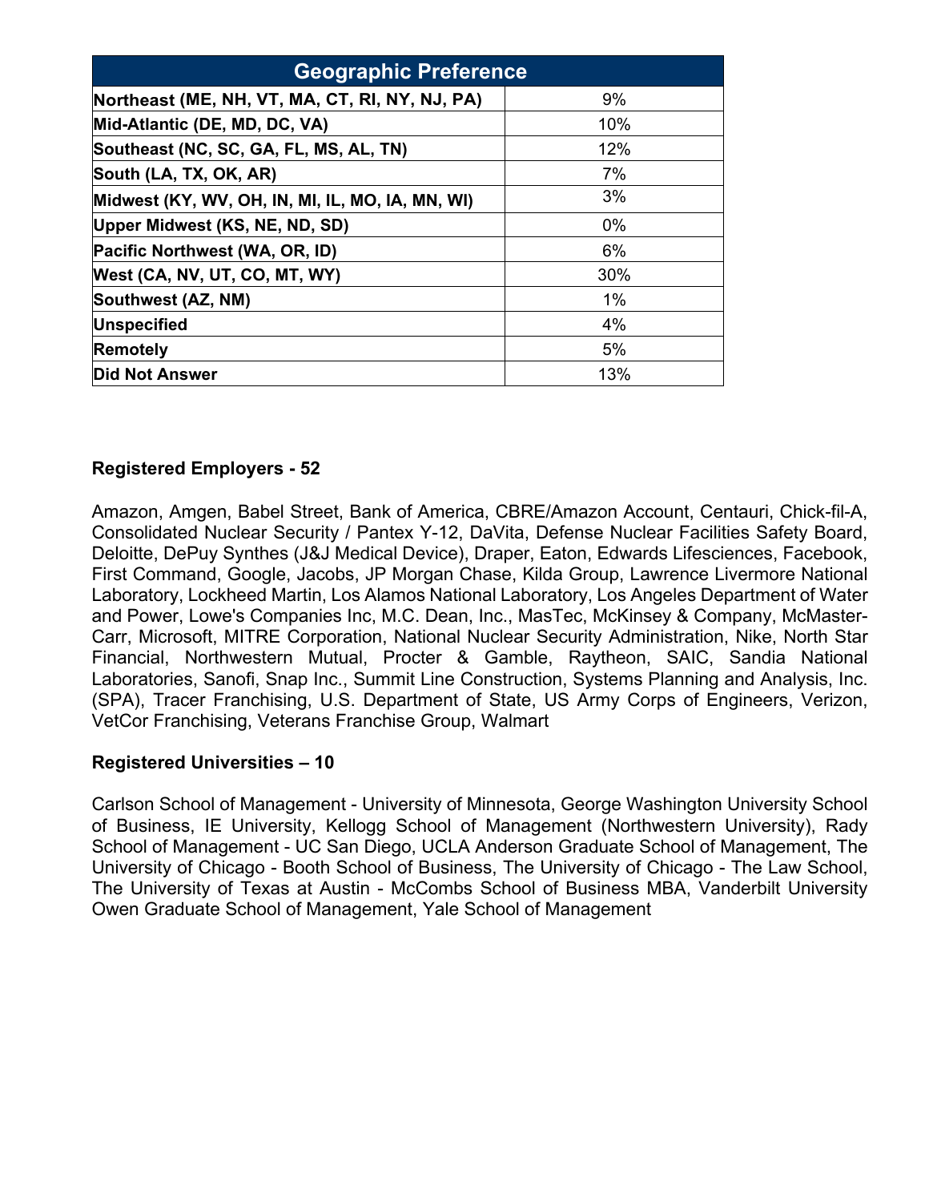| Geographic Preference | |
| --- | --- |
| Northeast (ME, NH, VT, MA, CT, RI, NY, NJ, PA) | 9% |
| Mid-Atlantic (DE, MD, DC, VA) | 10% |
| Southeast (NC, SC, GA, FL, MS, AL, TN) | 12% |
| South (LA, TX, OK, AR) | 7% |
| Midwest (KY, WV, OH, IN, MI, IL, MO, IA, MN, WI) | 3% |
| Upper Midwest (KS, NE, ND, SD) | 0% |
| Pacific Northwest (WA, OR, ID) | 6% |
| West (CA, NV, UT, CO, MT, WY) | 30% |
| Southwest (AZ, NM) | 1% |
| Unspecified | 4% |
| Remotely | 5% |
| Did Not Answer | 13% |

**Registered Employers - 52**

Amazon, Amgen, Babel Street, Bank of America, CBRE/Amazon Account, Centauri, Chick-fil-A, Consolidated Nuclear Security / Pantex Y-12, DaVita, Defense Nuclear Facilities Safety Board, Deloitte, DePuy Synthes (J&J Medical Device), Draper, Eaton, Edwards Lifesciences, Facebook, First Command, Google, Jacobs, JP Morgan Chase, Kilda Group, Lawrence Livermore National Laboratory, Lockheed Martin, Los Alamos National Laboratory, Los Angeles Department of Water and Power, Lowe's Companies Inc, M.C. Dean, Inc., MasTec, McKinsey & Company, McMaster-Carr, Microsoft, MITRE Corporation, National Nuclear Security Administration, Nike, North Star Financial, Northwestern Mutual, Procter & Gamble, Raytheon, SAIC, Sandia National Laboratories, Sanofi, Snap Inc., Summit Line Construction, Systems Planning and Analysis, Inc. (SPA), Tracer Franchising, U.S. Department of State, US Army Corps of Engineers, Verizon, VetCor Franchising, Veterans Franchise Group, Walmart

**Registered Universities – 10**

Carlson School of Management - University of Minnesota, George Washington University School of Business, IE University, Kellogg School of Management (Northwestern University), Rady School of Management - UC San Diego, UCLA Anderson Graduate School of Management, The University of Chicago - Booth School of Business, The University of Chicago - The Law School, The University of Texas at Austin - McCombs School of Business MBA, Vanderbilt University Owen Graduate School of Management, Yale School of Management